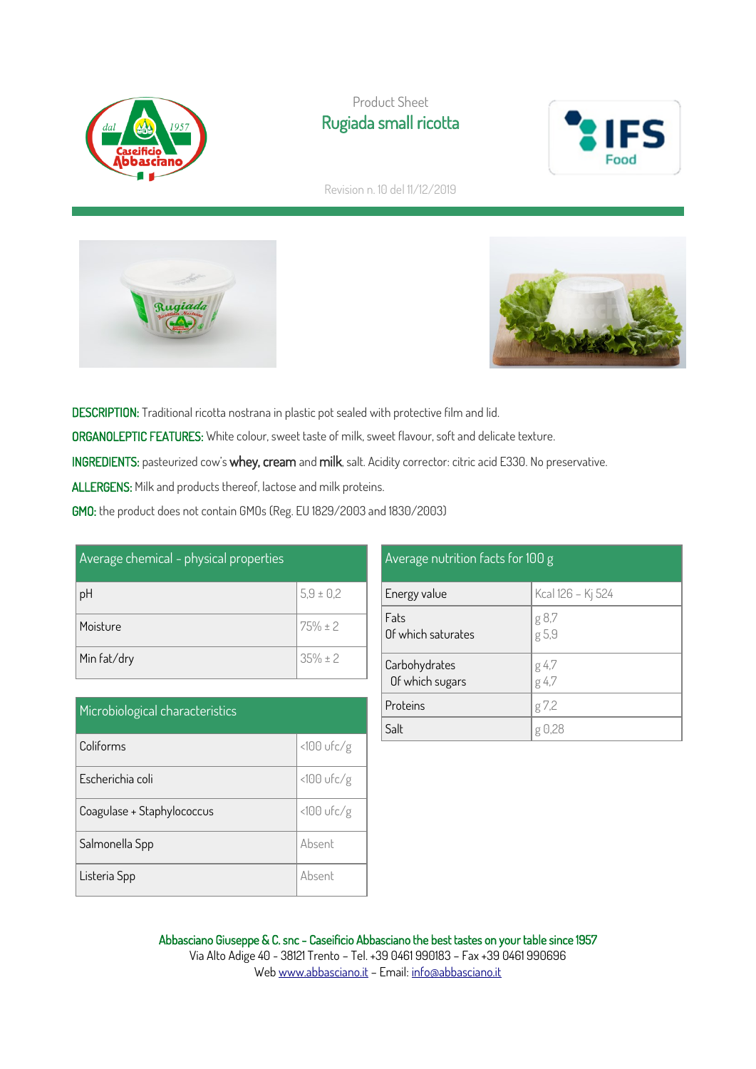Product Sheet

# Rugiada small ricotta

Revision n. 10 del 11/12/2019

**DESCRIPTION:** Traditional ricotta nostrana in plastic pot sealed with protective film and lid.

**ORGANOLEPTIC FEATURES:** White colour, sweet taste of milk, sweet flavour, soft and delicate texture.

**INGREDIENTS:** pasteurized cow's **whey, cream** and **milk**, salt. Acidity corrector: citric acid E330. No preservative.

**ALLERGENS:** Milk and products thereof, lactose and milk proteins.

**GMO:** the product does not contain GMOs (Reg. EU 1829/2003 and 1830/2003)

| Average chemical - physical properties | |
|---|---|
| pH | 5,9 ± 0,2 |
| Moisture | 75% ± 2 |
| Min fat/dry | 35% ± 2 |

| Microbiological characteristics | |
|---|---|
| Coliforms | <100 ufc/g |
| Escherichia coli | <100 ufc/g |
| Coagulase + Staphylococcus | <100 ufc/g |
| Salmonella Spp | Absent |
| Listeria Spp | Absent |

| Average nutrition facts for 100 g | |
|---|---|
| Energy value | Kcal 126 – Kj 524 |
| Fats | g 8,7 |
| Of which saturates | g 5,9 |
| Carbohydrates | g 4,7 |
| Of which sugars | g 4,7 |
| Proteins | g 7,2 |
| Salt | g 0,28 |

**Abbasciano Giuseppe & C. snc – Caseificio Abbasciano the best tastes on your table since 1957**
Via Alto Adige 40 - 38121 Trento – Tel. +39 0461 990183 – Fax +39 0461 990696
Web www.abbasciano.it – Email: info@abbasciano.it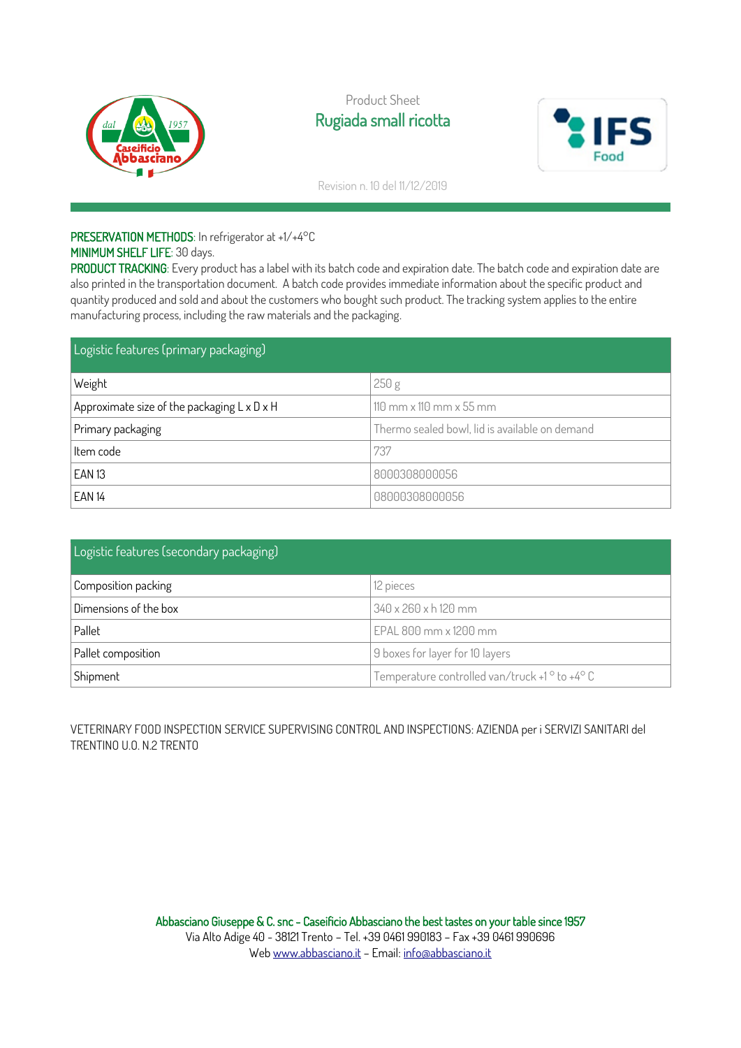Product Sheet

# Rugiada small ricotta

Revision n. 10 del 11/12/2019

**PRESERVATION METHODS**: In refrigerator at +1/+4°C
**MINIMUM SHELF LIFE**: 30 days.
**PRODUCT TRACKING**: Every product has a label with its batch code and expiration date. The batch code and expiration date are also printed in the transportation document. A batch code provides immediate information about the specific product and quantity produced and sold and about the customers who bought such product. The tracking system applies to the entire manufacturing process, including the raw materials and the packaging.

| Logistic features (primary packaging) | |
|---|---|
| Weight | 250 g |
| Approximate size of the packaging L x D x H | 110 mm x 110 mm x 55 mm |
| Primary packaging | Thermo sealed bowl, lid is available on demand |
| Item code | 737 |
| EAN 13 | 8000308000056 |
| EAN 14 | 08000308000056 |

| Logistic features (secondary packaging) | |
|---|---|
| Composition packing | 12 pieces |
| Dimensions of the box | 340 x 260 x h 120 mm |
| Pallet | EPAL 800 mm x 1200 mm |
| Pallet composition | 9 boxes for layer for 10 layers |
| Shipment | Temperature controlled van/truck +1 ° to +4° C |

VETERINARY FOOD INSPECTION SERVICE SUPERVISING CONTROL AND INSPECTIONS: AZIENDA per i SERVIZI SANITARI del TRENTINO U.O. N.2 TRENTO

**Abbasciano Giuseppe & C. snc - Caseificio Abbasciano the best tastes on your table since 1957**
Via Alto Adige 40 - 38121 Trento – Tel. +39 0461 990183 – Fax +39 0461 990696
Web www.abbasciano.it – Email: info@abbasciano.it